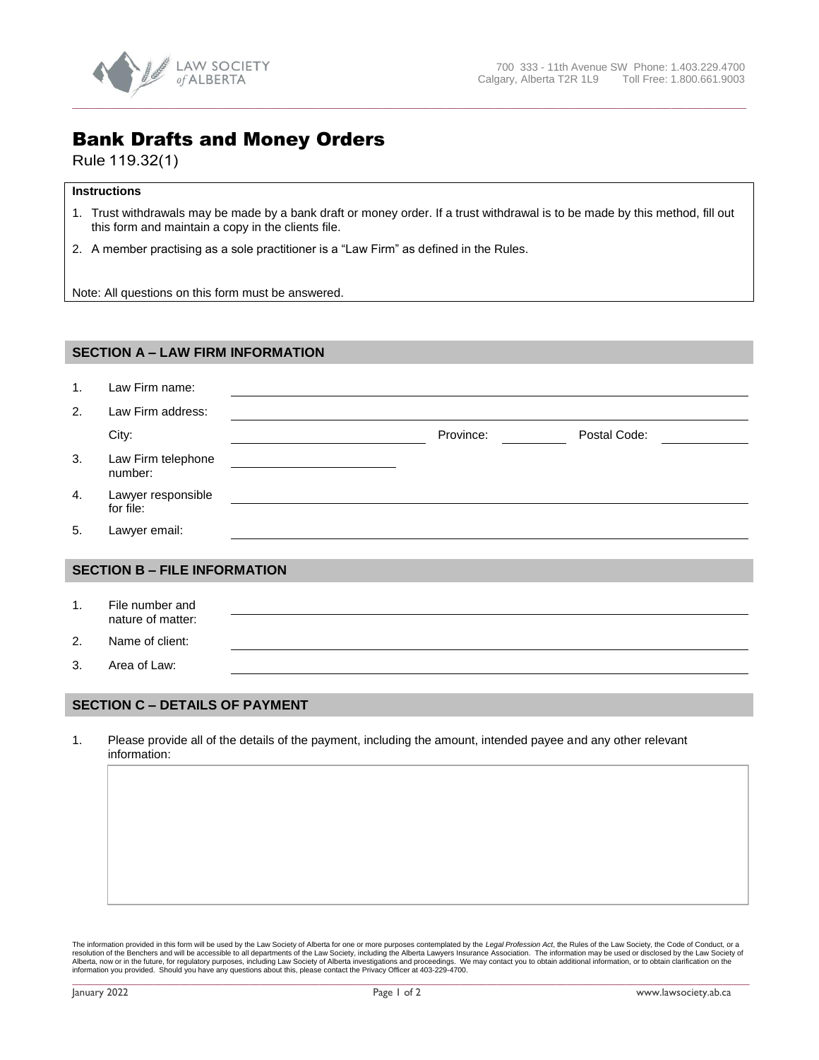LAW SOCIETY of ALBERTA

700 333 - 11th Avenue SW Phone: 1.403.229.4700
Calgary, Alberta T2R 1L9 Toll Free: 1.800.661.9003

# Bank Drafts and Money Orders

Rule 119.32(1)

**Instructions**

1. Trust withdrawals may be made by a bank draft or money order. If a trust withdrawal is to be made by this method, fill out this form and maintain a copy in the clients file.
2. A member practising as a sole practitioner is a "Law Firm" as defined in the Rules.

Note: All questions on this form must be answered.

## SECTION A – LAW FIRM INFORMATION

1. Law Firm name: ______________________
2. Law Firm address: ______________________

   City: ______________ Province: ________ Postal Code: ________
3. Law Firm telephone number: ______________________
4. Lawyer responsible for file: ______________________
5. Lawyer email: ______________________

## SECTION B – FILE INFORMATION

1. File number and nature of matter: ______________________
2. Name of client: ______________________
3. Area of Law: ______________________

## SECTION C – DETAILS OF PAYMENT

1. Please provide all of the details of the payment, including the amount, intended payee and any other relevant information:

The information provided in this form will be used by the Law Society of Alberta for one or more purposes contemplated by the *Legal Profession Act*, the Rules of the Law Society, the Code of Conduct, or a resolution of the Benchers and will be accessible to all departments of the Law Society, including the Alberta Lawyers Insurance Association. The information may be used or disclosed by the Law Society of Alberta, now or in the future, for regulatory purposes, including Law Society of Alberta investigations and proceedings. We may contact you to obtain additional information, or to obtain clarification on the information you provided. Should you have any questions about this, please contact the Privacy Officer at 403-229-4700.

January 2022 www.lawsociety.ab.ca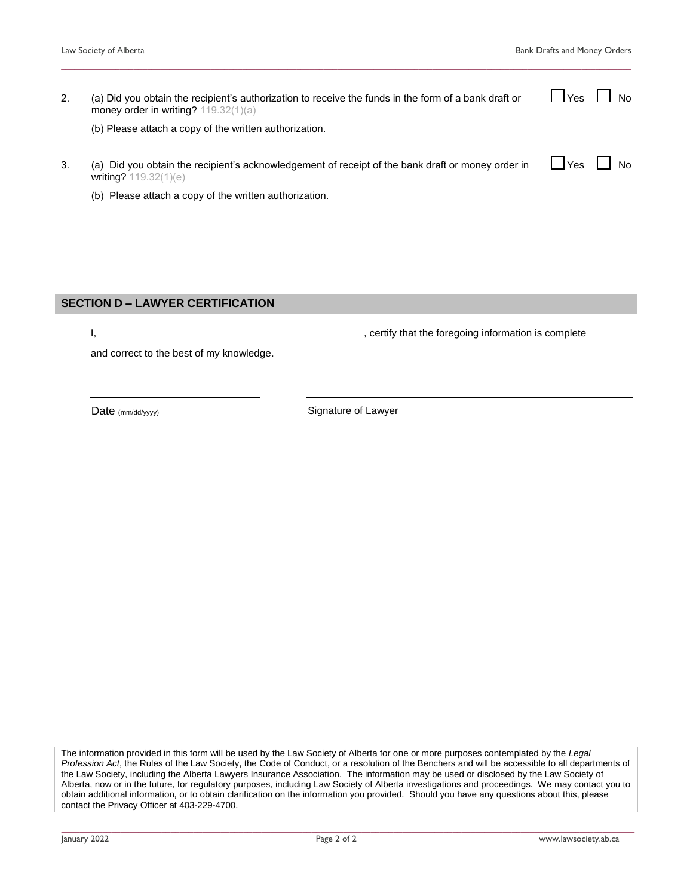2. (a) Did you obtain the recipient's authorization to receive the funds in the form of a bank draft or money order in writing? 119.32(1)(a) ☐ Yes ☐ No

   (b) Please attach a copy of the written authorization.

3. (a) Did you obtain the recipient's acknowledgement of receipt of the bank draft or money order in writing? 119.32(1)(e) ☐ Yes ☐ No

   (b) Please attach a copy of the written authorization.

## SECTION D – LAWYER CERTIFICATION

I, \_\_\_\_\_\_\_\_\_\_\_\_\_\_\_\_\_\_\_\_\_\_\_\_\_\_\_\_\_\_\_\_\_\_\_\_\_\_\_\_, certify that the foregoing information is complete and correct to the best of my knowledge.

\_\_\_\_\_\_\_\_\_\_\_\_\_\_\_\_\_\_\_\_\_\_\_\_ \_\_\_\_\_\_\_\_\_\_\_\_\_\_\_\_\_\_\_\_\_\_\_\_\_\_\_\_\_\_\_\_\_\_\_\_\_\_\_\_

Date (mm/dd/yyyy) Signature of Lawyer

The information provided in this form will be used by the Law Society of Alberta for one or more purposes contemplated by the *Legal Profession Act*, the Rules of the Law Society, the Code of Conduct, or a resolution of the Benchers and will be accessible to all departments of the Law Society, including the Alberta Lawyers Insurance Association. The information may be used or disclosed by the Law Society of Alberta, now or in the future, for regulatory purposes, including Law Society of Alberta investigations and proceedings. We may contact you to obtain additional information, or to obtain clarification on the information you provided. Should you have any questions about this, please contact the Privacy Officer at 403-229-4700.